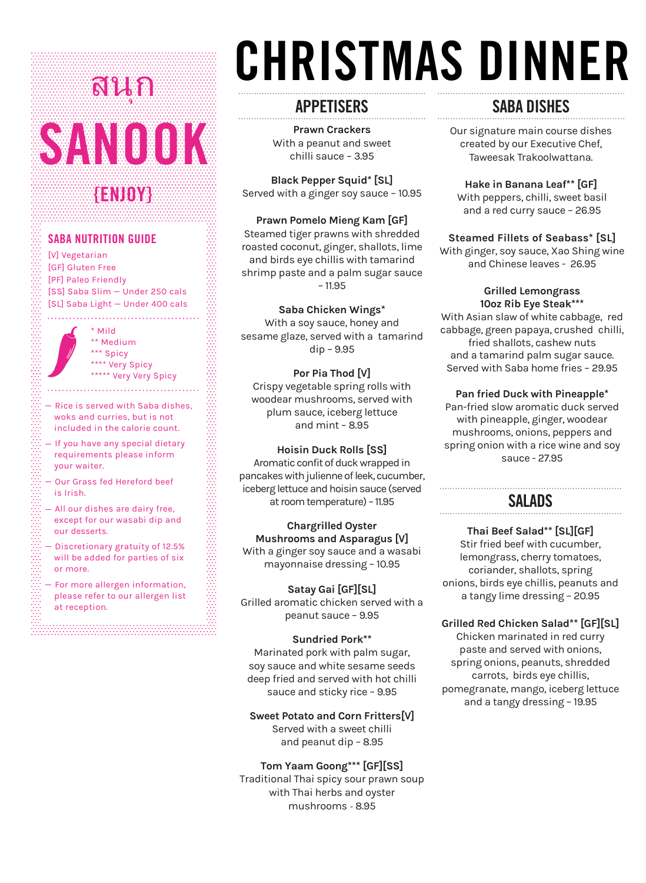# CHRISTMAS DINNER

สนุก

# SANOOK

{ENJOY}

## SABA NUTRITION GUIDE

[V] Vegetarian
[GF] Gluten Free
[PF] Paleo Friendly
[SS] Saba Slim – Under 250 cals
[SL] Saba Light – Under 400 cals

* Mild
** Medium
*** Spicy
**** Very Spicy
***** Very Very Spicy

- Rice is served with Saba dishes, woks and curries, but is not included in the calorie count.
- If you have any special dietary requirements please inform your waiter.
- Our Grass fed Hereford beef is Irish.
- All our dishes are dairy free, except for our wasabi dip and our desserts.
- Discretionary gratuity of 12.5% will be added for parties of six or more.
- For more allergen information, please refer to our allergen list at reception.

## APPETISERS

**Prawn Crackers**
With a peanut and sweet chilli sauce – 3.95

**Black Pepper Squid* [SL]**
Served with a ginger soy sauce – 10.95

**Prawn Pomelo Mieng Kam [GF]**
Steamed tiger prawns with shredded roasted coconut, ginger, shallots, lime and birds eye chillis with tamarind shrimp paste and a palm sugar sauce – 11.95

**Saba Chicken Wings***
With a soy sauce, honey and sesame glaze, served with a tamarind dip – 9.95

**Por Pia Thod [V]**
Crispy vegetable spring rolls with woodear mushrooms, served with plum sauce, iceberg lettuce and mint – 8.95

**Hoisin Duck Rolls [SS]**
Aromatic confit of duck wrapped in pancakes with julienne of leek, cucumber, iceberg lettuce and hoisin sauce (served at room temperature) – 11.95

**Chargrilled Oyster Mushrooms and Asparagus [V]**
With a ginger soy sauce and a wasabi mayonnaise dressing – 10.95

**Satay Gai [GF][SL]**
Grilled aromatic chicken served with a peanut sauce – 9.95

**Sundried Pork****
Marinated pork with palm sugar, soy sauce and white sesame seeds deep fried and served with hot chilli sauce and sticky rice – 9.95

**Sweet Potato and Corn Fritters[V]**
Served with a sweet chilli and peanut dip – 8.95

**Tom Yaam Goong*** [GF][SS]**
Traditional Thai spicy sour prawn soup with Thai herbs and oyster mushrooms - 8.95

## SABA DISHES

Our signature main course dishes created by our Executive Chef, Taweesak Trakoolwattana.

**Hake in Banana Leaf** [GF]**
With peppers, chilli, sweet basil and a red curry sauce – 26.95

**Steamed Fillets of Seabass* [SL]**
With ginger, soy sauce, Xao Shing wine and Chinese leaves - 26.95

**Grilled Lemongrass 10oz Rib Eye Steak*****
With Asian slaw of white cabbage, red cabbage, green papaya, crushed chilli, fried shallots, cashew nuts and a tamarind palm sugar sauce. Served with Saba home fries – 29.95

**Pan fried Duck with Pineapple***
Pan-fried slow aromatic duck served with pineapple, ginger, woodear mushrooms, onions, peppers and spring onion with a rice wine and soy sauce - 27.95

## SALADS

**Thai Beef Salad** [SL][GF]**
Stir fried beef with cucumber, lemongrass, cherry tomatoes, coriander, shallots, spring onions, birds eye chillis, peanuts and a tangy lime dressing – 20.95

**Grilled Red Chicken Salad** [GF][SL]**
Chicken marinated in red curry paste and served with onions, spring onions, peanuts, shredded carrots, birds eye chillis, pomegranate, mango, iceberg lettuce and a tangy dressing – 19.95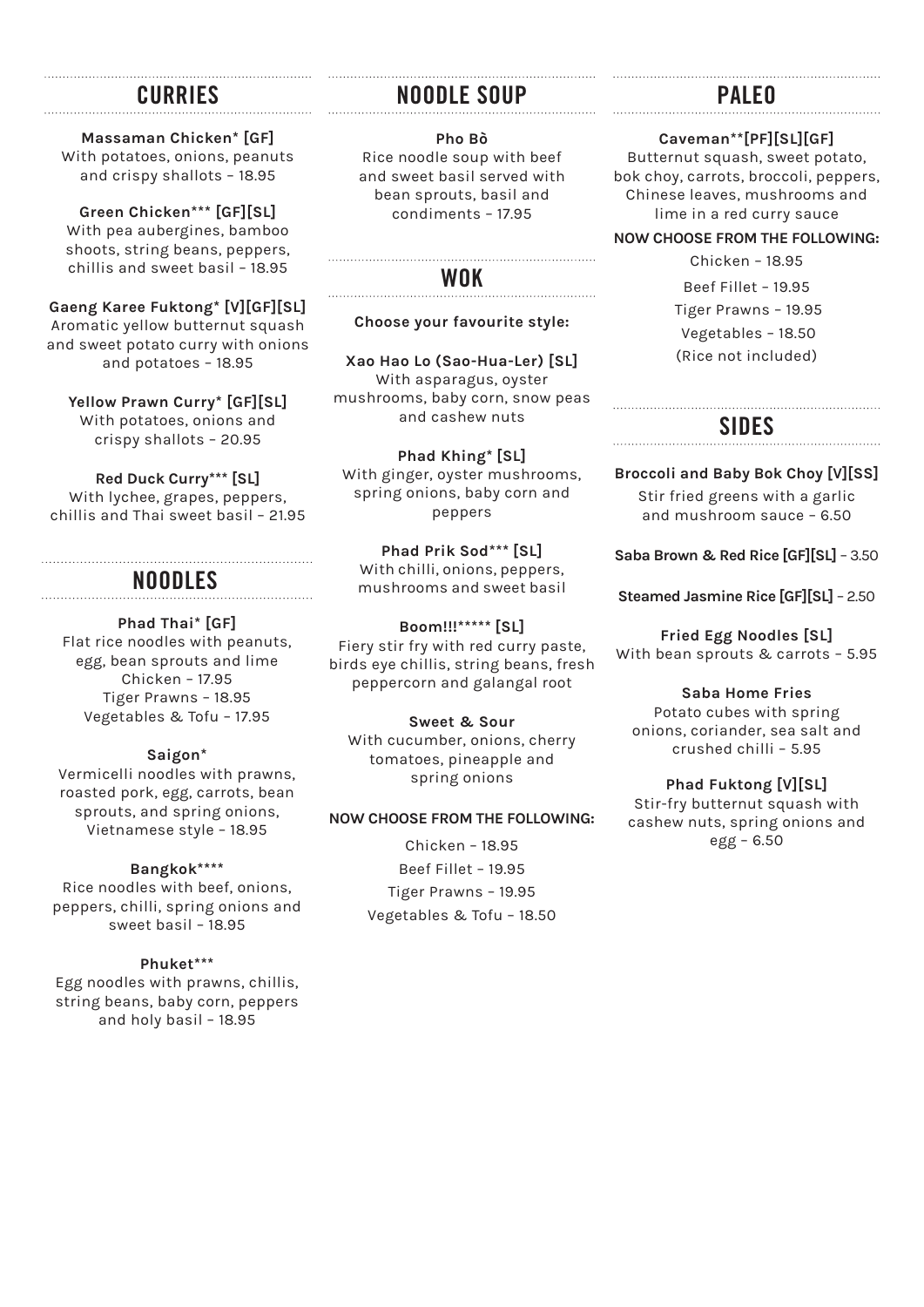## CURRIES

**Massaman Chicken* [GF]**
With potatoes, onions, peanuts and crispy shallots – 18.95

**Green Chicken*** [GF][SL]**
With pea aubergines, bamboo shoots, string beans, peppers, chillis and sweet basil – 18.95

**Gaeng Karee Fuktong* [V][GF][SL]**
Aromatic yellow butternut squash and sweet potato curry with onions and potatoes – 18.95

**Yellow Prawn Curry* [GF][SL]**
With potatoes, onions and crispy shallots – 20.95

**Red Duck Curry*** [SL]**
With lychee, grapes, peppers, chillis and Thai sweet basil – 21.95

## NOODLES

**Phad Thai* [GF]**
Flat rice noodles with peanuts, egg, bean sprouts and lime
Chicken – 17.95
Tiger Prawns – 18.95
Vegetables & Tofu – 17.95

**Saigon***
Vermicelli noodles with prawns, roasted pork, egg, carrots, bean sprouts, and spring onions, Vietnamese style – 18.95

**Bangkok******
Rice noodles with beef, onions, peppers, chilli, spring onions and sweet basil – 18.95

**Phuket*****
Egg noodles with prawns, chillis, string beans, baby corn, peppers and holy basil – 18.95

## NOODLE SOUP

**Pho Bò**
Rice noodle soup with beef and sweet basil served with bean sprouts, basil and condiments – 17.95

## WOK

**Choose your favourite style:**

**Xao Hao Lo (Sao-Hua-Ler) [SL]**
With asparagus, oyster mushrooms, baby corn, snow peas and cashew nuts

**Phad Khing* [SL]**
With ginger, oyster mushrooms, spring onions, baby corn and peppers

**Phad Prik Sod*** [SL]**
With chilli, onions, peppers, mushrooms and sweet basil

**Boom!!!***** [SL]**
Fiery stir fry with red curry paste, birds eye chillis, string beans, fresh peppercorn and galangal root

**Sweet & Sour**
With cucumber, onions, cherry tomatoes, pineapple and spring onions

**NOW CHOOSE FROM THE FOLLOWING:**

Chicken – 18.95
Beef Fillet – 19.95
Tiger Prawns – 19.95
Vegetables & Tofu – 18.50

## PALEO

**Caveman**[PF][SL][GF]**
Butternut squash, sweet potato, bok choy, carrots, broccoli, peppers, Chinese leaves, mushrooms and lime in a red curry sauce

**NOW CHOOSE FROM THE FOLLOWING:**

Chicken – 18.95
Beef Fillet – 19.95
Tiger Prawns – 19.95
Vegetables – 18.50
(Rice not included)

## SIDES

**Broccoli and Baby Bok Choy [V][SS]**
Stir fried greens with a garlic and mushroom sauce – 6.50

**Saba Brown & Red Rice [GF][SL]** – 3.50

**Steamed Jasmine Rice [GF][SL]** – 2.50

**Fried Egg Noodles [SL]**
With bean sprouts & carrots – 5.95

**Saba Home Fries**
Potato cubes with spring onions, coriander, sea salt and crushed chilli – 5.95

**Phad Fuktong [V][SL]**
Stir-fry butternut squash with cashew nuts, spring onions and egg – 6.50